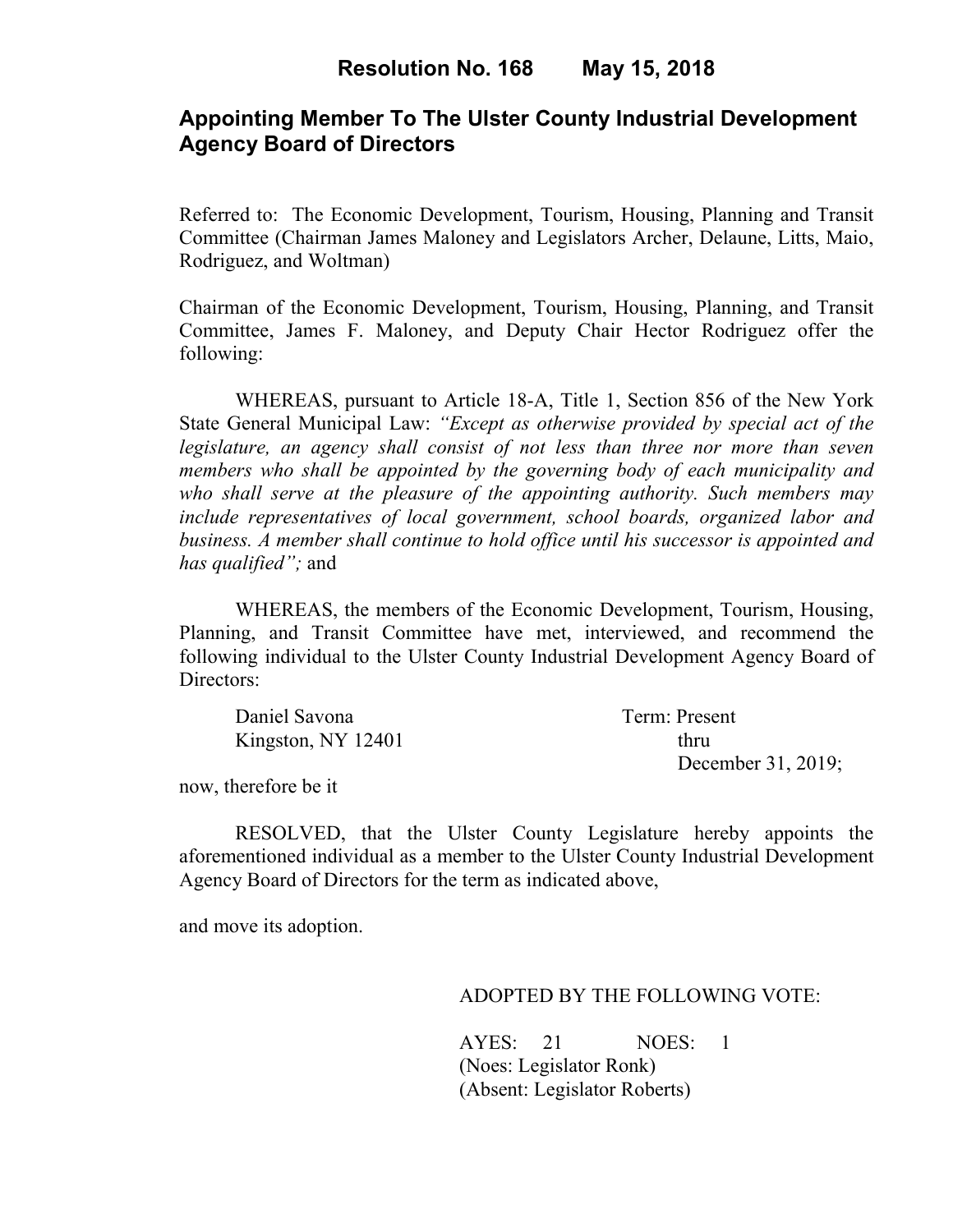# Resolution No. 168 May 15, 2018

## Appointing Member To The Ulster County Industrial Development Agency Board of Directors

Referred to: The Economic Development, Tourism, Housing, Planning and Transit Committee (Chairman James Maloney and Legislators Archer, Delaune, Litts, Maio, Rodriguez, and Woltman)

Chairman of the Economic Development, Tourism, Housing, Planning, and Transit Committee, James F. Maloney, and Deputy Chair Hector Rodriguez offer the following:

WHEREAS, pursuant to Article 18-A, Title 1, Section 856 of the New York State General Municipal Law: *"Except as otherwise provided by special act of the legislature, an agency shall consist of not less than three nor more than seven members who shall be appointed by the governing body of each municipality and who shall serve at the pleasure of the appointing authority. Such members may include representatives of local government, school boards, organized labor and business. A member shall continue to hold office until his successor is appointed and has qualified";* and

WHEREAS, the members of the Economic Development, Tourism, Housing, Planning, and Transit Committee have met, interviewed, and recommend the following individual to the Ulster County Industrial Development Agency Board of Directors:

| | |
|---|---|
| Daniel Savona<br>Kingston, NY 12401 | Term: Present thru December 31, 2019; |

now, therefore be it

RESOLVED, that the Ulster County Legislature hereby appoints the aforementioned individual as a member to the Ulster County Industrial Development Agency Board of Directors for the term as indicated above,

and move its adoption.

ADOPTED BY THE FOLLOWING VOTE:

AYES: 21 NOES: 1
(Noes: Legislator Ronk)
(Absent: Legislator Roberts)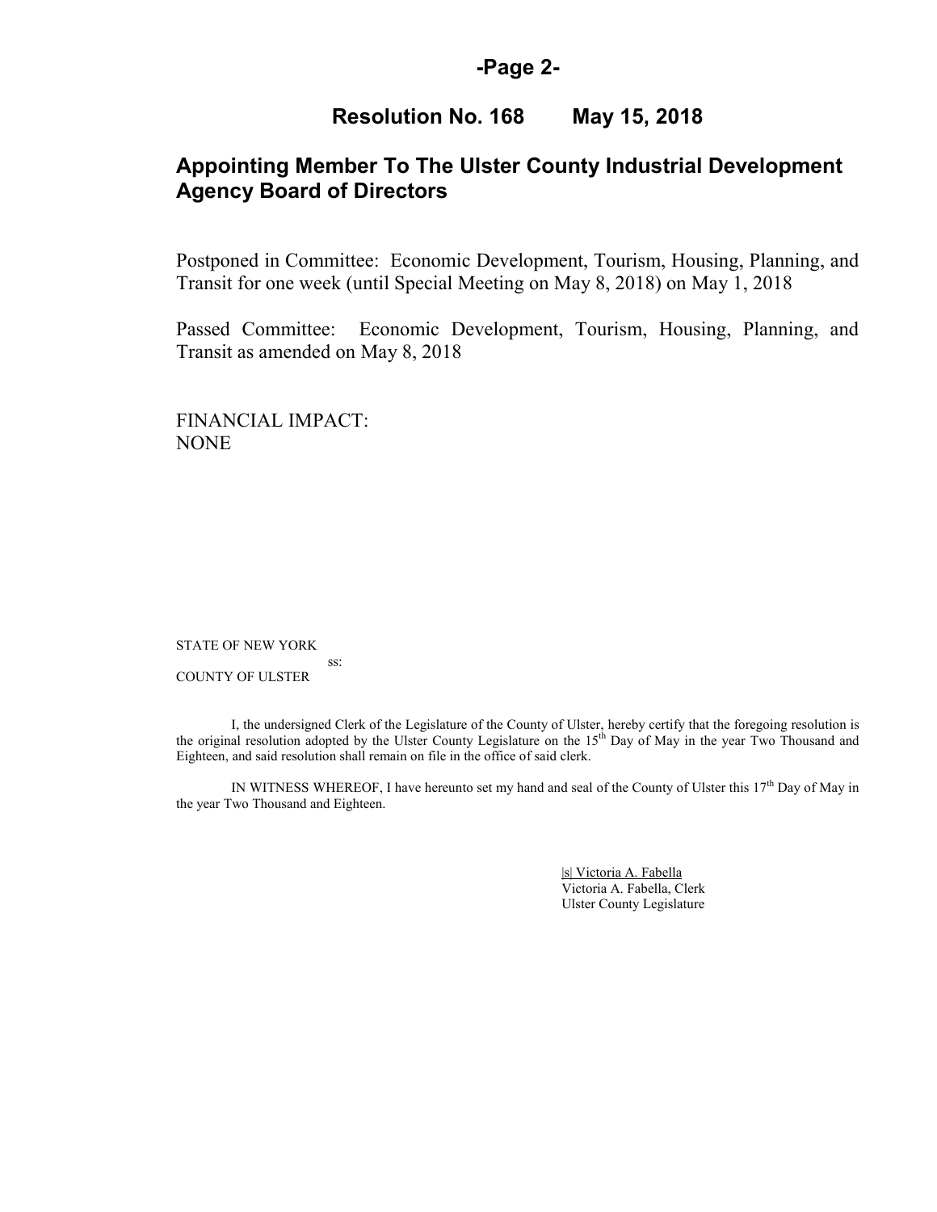## Resolution No. 168 May 15, 2018

## Appointing Member To The Ulster County Industrial Development Agency Board of Directors

Postponed in Committee: Economic Development, Tourism, Housing, Planning, and Transit for one week (until Special Meeting on May 8, 2018) on May 1, 2018

Passed Committee: Economic Development, Tourism, Housing, Planning, and Transit as amended on May 8, 2018

FINANCIAL IMPACT:
NONE

STATE OF NEW YORK
ss:
COUNTY OF ULSTER

I, the undersigned Clerk of the Legislature of the County of Ulster, hereby certify that the foregoing resolution is the original resolution adopted by the Ulster County Legislature on the 15th Day of May in the year Two Thousand and Eighteen, and said resolution shall remain on file in the office of said clerk.

IN WITNESS WHEREOF, I have hereunto set my hand and seal of the County of Ulster this 17th Day of May in the year Two Thousand and Eighteen.

|s| Victoria A. Fabella
Victoria A. Fabella, Clerk
Ulster County Legislature